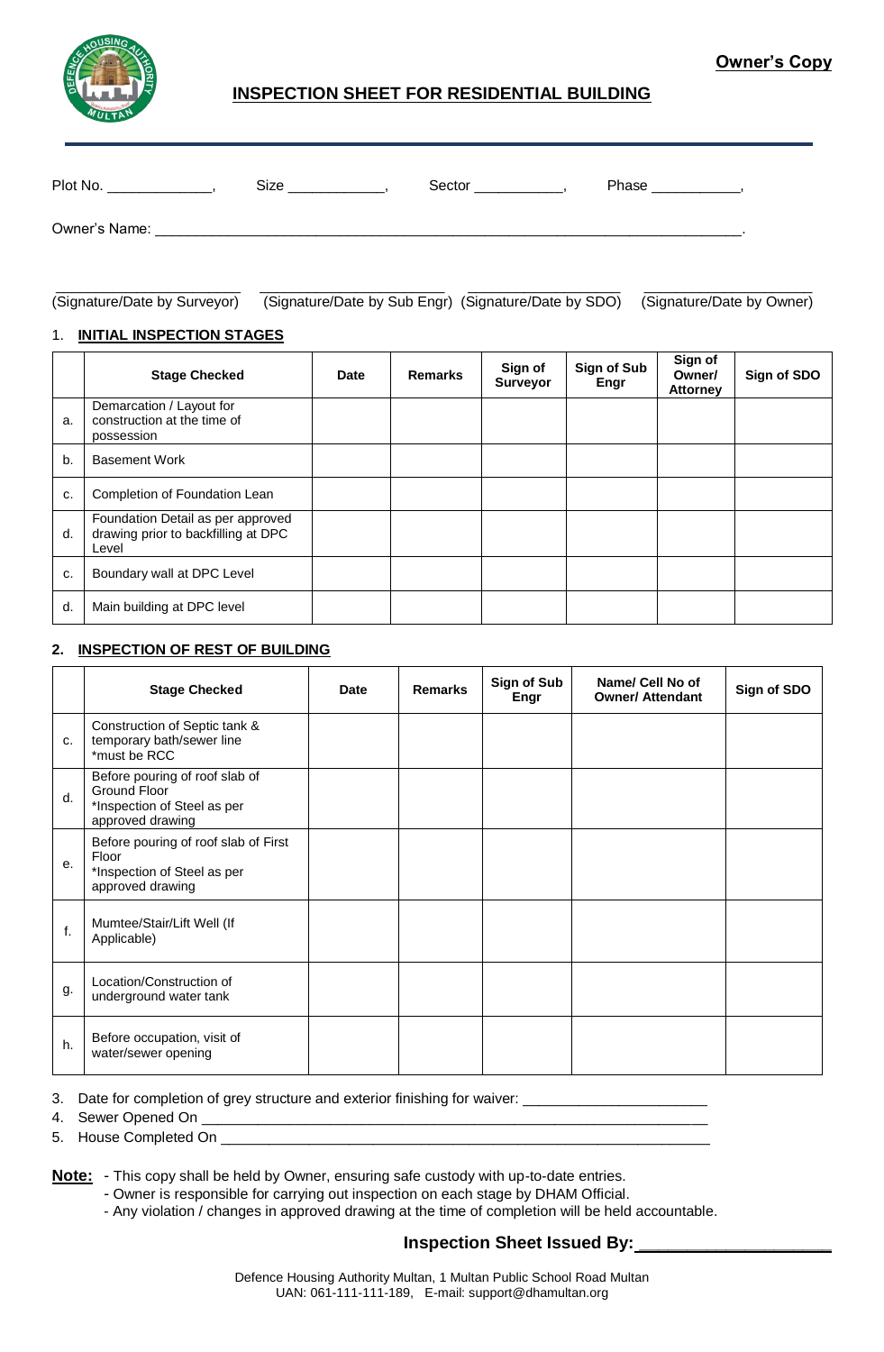**Owner's Copy**

## INSPECTION SHEET FOR RESIDENTIAL BUILDING

Plot No. _____________, Size ____________, Sector ___________, Phase ___________,

Owner's Name: ___________________________________________________________________________.

______________________ (Signature/Date by Surveyor) ______________________ (Signature/Date by Sub Engr) ____________________ (Signature/Date by SDO) ____________________ (Signature/Date by Owner)

### 1. INITIAL INSPECTION STAGES

| | Stage Checked | Date | Remarks | Sign of Surveyor | Sign of Sub Engr | Sign of Owner/ Attorney | Sign of SDO |
|---|---|---|---|---|---|---|---|
| a. | Demarcation / Layout for construction at the time of possession | | | | | | |
| b. | Basement Work | | | | | | |
| c. | Completion of Foundation Lean | | | | | | |
| d. | Foundation Detail as per approved drawing prior to backfilling at DPC Level | | | | | | |
| c. | Boundary wall at DPC Level | | | | | | |
| d. | Main building at DPC level | | | | | | |

### 2. INSPECTION OF REST OF BUILDING

| | Stage Checked | Date | Remarks | Sign of Sub Engr | Name/ Cell No of Owner/ Attendant | Sign of SDO |
|---|---|---|---|---|---|---|
| c. | Construction of Septic tank & temporary bath/sewer line *must be RCC | | | | | |
| d. | Before pouring of roof slab of Ground Floor *Inspection of Steel as per approved drawing | | | | | |
| e. | Before pouring of roof slab of First Floor *Inspection of Steel as per approved drawing | | | | | |
| f. | Mumtee/Stair/Lift Well (If Applicable) | | | | | |
| g. | Location/Construction of underground water tank | | | | | |
| h. | Before occupation, visit of water/sewer opening | | | | | |

3. Date for completion of grey structure and exterior finishing for waiver: ______________________
4. Sewer Opened On _________________________________________________________________
5. House Completed On _______________________________________________________________

**Note:**
- This copy shall be held by Owner, ensuring safe custody with up-to-date entries.
- Owner is responsible for carrying out inspection on each stage by DHAM Official.
- Any violation / changes in approved drawing at the time of completion will be held accountable.

**Inspection Sheet Issued By:____________________**

Defence Housing Authority Multan, 1 Multan Public School Road Multan
UAN: 061-111-111-189, E-mail: support@dhamultan.org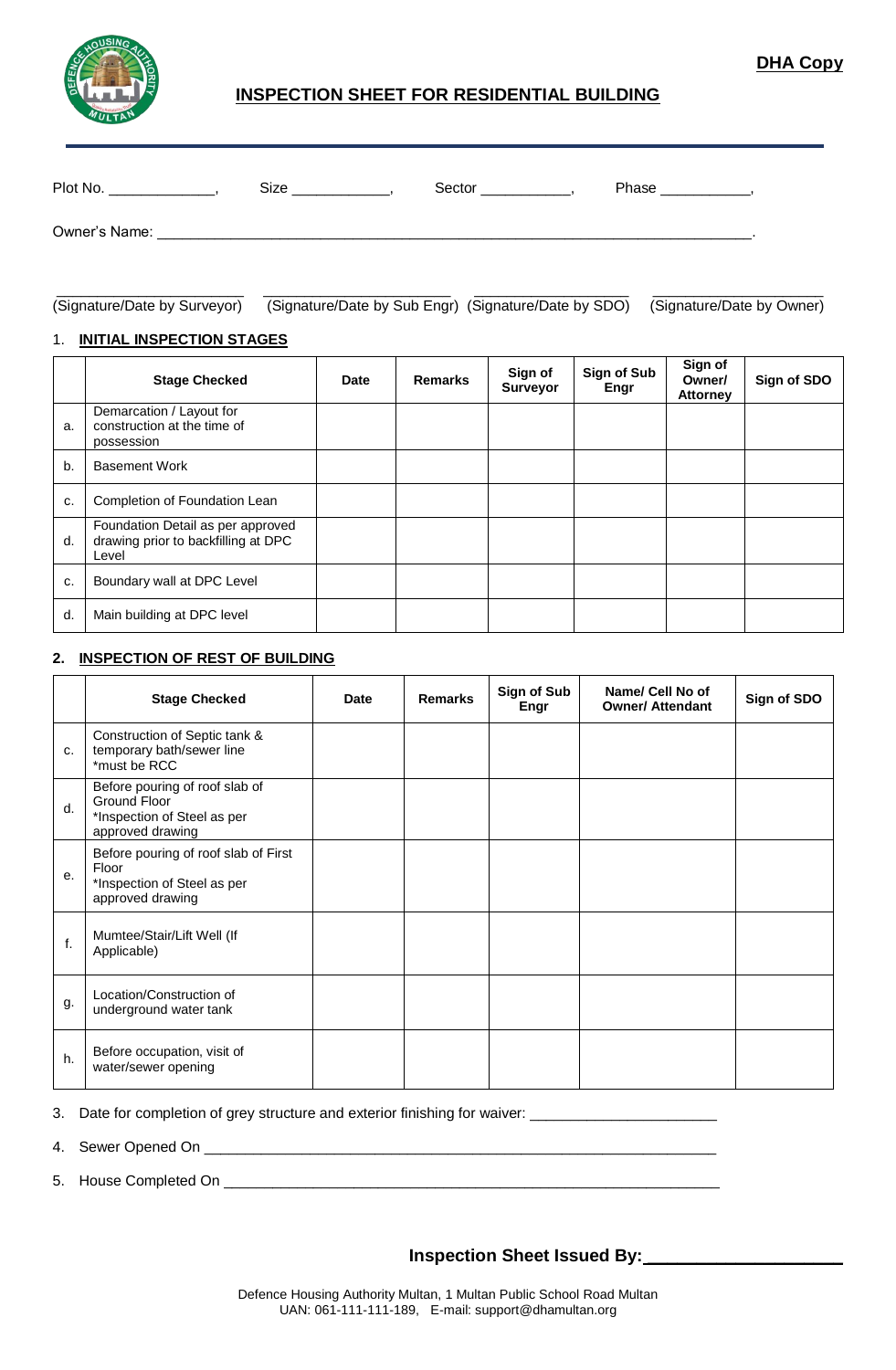**DHA Copy**

# INSPECTION SHEET FOR RESIDENTIAL BUILDING

Plot No. _____________, Size ____________, Sector ___________, Phase ___________,

Owner's Name: ___________________________________________________________________________.

(Signature/Date by Surveyor) (Signature/Date by Sub Engr) (Signature/Date by SDO) (Signature/Date by Owner)

1. **INITIAL INSPECTION STAGES**

| | Stage Checked | Date | Remarks | Sign of Surveyor | Sign of Sub Engr | Sign of Owner/ Attorney | Sign of SDO |
|---|---|---|---|---|---|---|---|
| a. | Demarcation / Layout for construction at the time of possession | | | | | | |
| b. | Basement Work | | | | | | |
| c. | Completion of Foundation Lean | | | | | | |
| d. | Foundation Detail as per approved drawing prior to backfilling at DPC Level | | | | | | |
| c. | Boundary wall at DPC Level | | | | | | |
| d. | Main building at DPC level | | | | | | |

2. **INSPECTION OF REST OF BUILDING**

| | Stage Checked | Date | Remarks | Sign of Sub Engr | Name/ Cell No of Owner/ Attendant | Sign of SDO |
|---|---|---|---|---|---|---|
| c. | Construction of Septic tank & temporary bath/sewer line *must be RCC | | | | | |
| d. | Before pouring of roof slab of Ground Floor *Inspection of Steel as per approved drawing | | | | | |
| e. | Before pouring of roof slab of First Floor *Inspection of Steel as per approved drawing | | | | | |
| f. | Mumtee/Stair/Lift Well (If Applicable) | | | | | |
| g. | Location/Construction of underground water tank | | | | | |
| h. | Before occupation, visit of water/sewer opening | | | | | |

3. Date for completion of grey structure and exterior finishing for waiver: ______________________

4. Sewer Opened On _________________________________________________________________

5. House Completed On _______________________________________________________________

**Inspection Sheet Issued By:____________________**

Defence Housing Authority Multan, 1 Multan Public School Road Multan
UAN: 061-111-111-189, E-mail: support@dhamultan.org